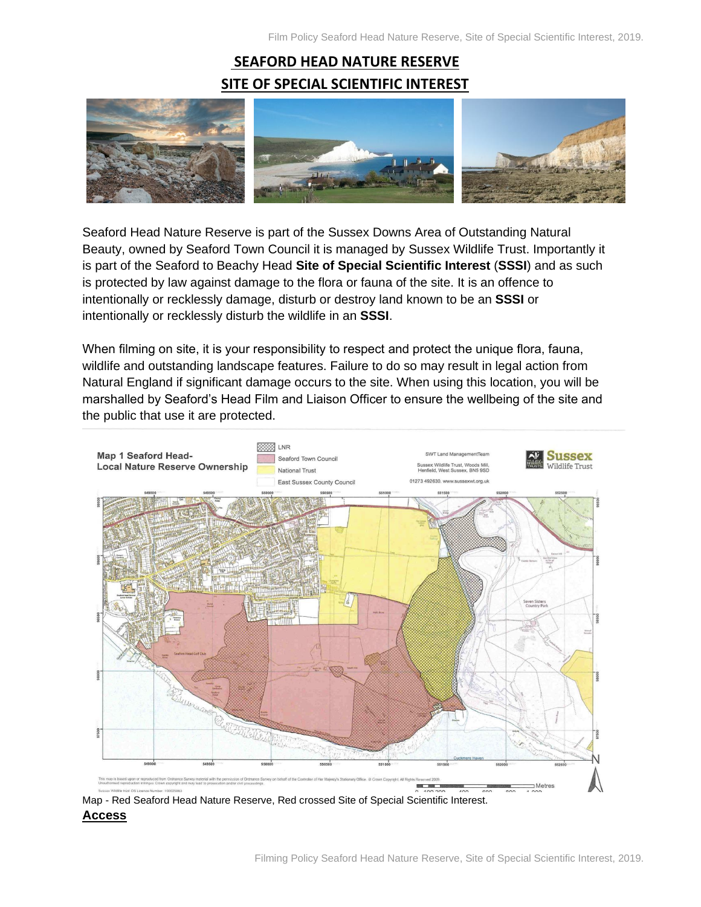# SEAFORD HEAD NATURE RESERVE
# SITE OF SPECIAL SCIENTIFIC INTEREST

Seaford Head Nature Reserve is part of the Sussex Downs Area of Outstanding Natural Beauty, owned by Seaford Town Council it is managed by Sussex Wildlife Trust. Importantly it is part of the Seaford to Beachy Head **Site of Special Scientific Interest** (**SSSI**) and as such is protected by law against damage to the flora or fauna of the site. It is an offence to intentionally or recklessly damage, disturb or destroy land known to be an **SSSI** or intentionally or recklessly disturb the wildlife in an **SSSI**.

When filming on site, it is your responsibility to respect and protect the unique flora, fauna, wildlife and outstanding landscape features. Failure to do so may result in legal action from Natural England if significant damage occurs to the site. When using this location, you will be marshalled by Seaford's Head Film and Liaison Officer to ensure the wellbeing of the site and the public that use it are protected.

Map - Red Seaford Head Nature Reserve, Red crossed Site of Special Scientific Interest.

## Access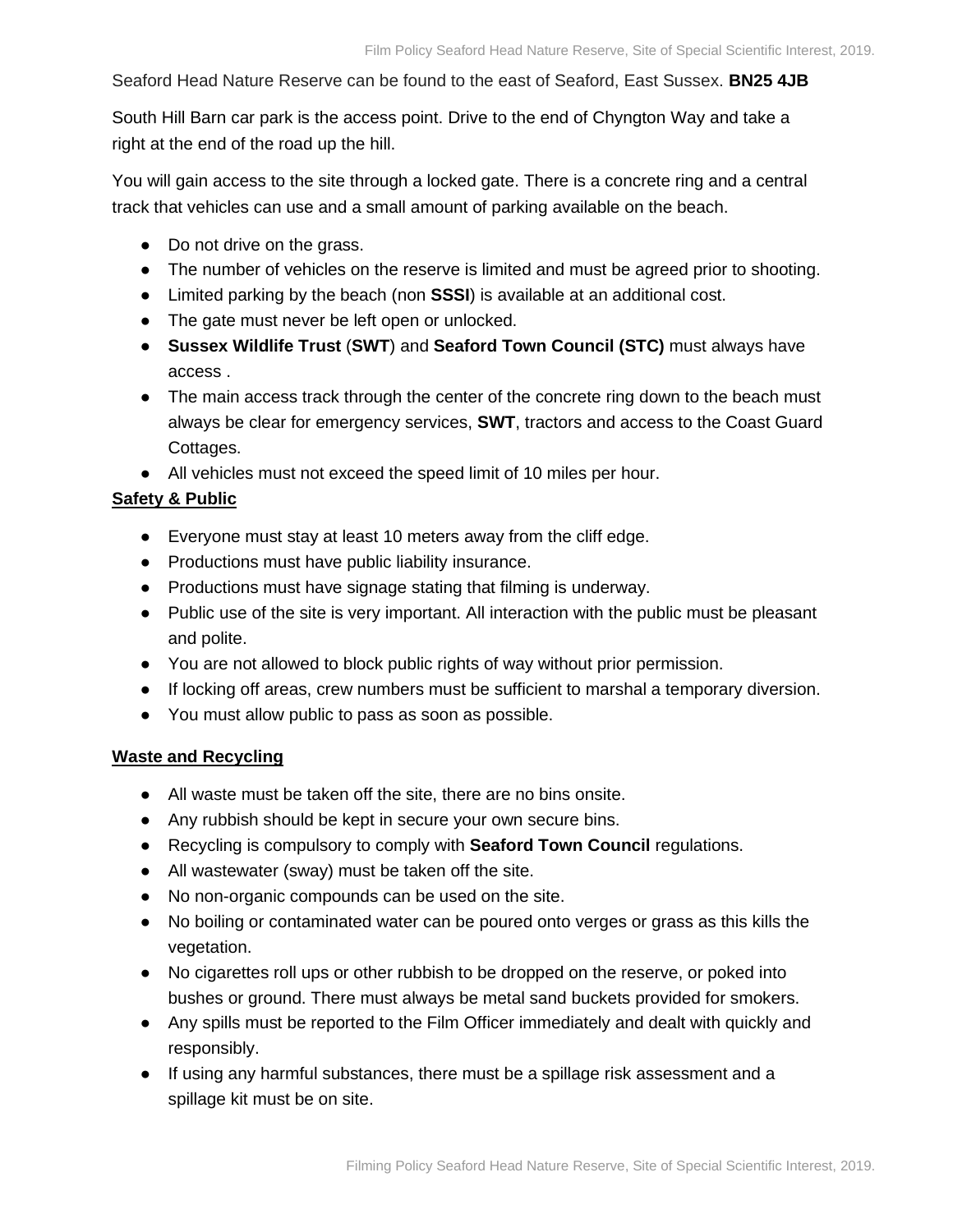Seaford Head Nature Reserve can be found to the east of Seaford, East Sussex. **BN25 4JB**

South Hill Barn car park is the access point. Drive to the end of Chyngton Way and take a right at the end of the road up the hill.

You will gain access to the site through a locked gate. There is a concrete ring and a central track that vehicles can use and a small amount of parking available on the beach.

- Do not drive on the grass.
- The number of vehicles on the reserve is limited and must be agreed prior to shooting.
- Limited parking by the beach (non **SSSI**) is available at an additional cost.
- The gate must never be left open or unlocked.
- **Sussex Wildlife Trust** (**SWT**) and **Seaford Town Council (STC)** must always have access .
- The main access track through the center of the concrete ring down to the beach must always be clear for emergency services, **SWT**, tractors and access to the Coast Guard Cottages.
- All vehicles must not exceed the speed limit of 10 miles per hour.

**Safety & Public**

- Everyone must stay at least 10 meters away from the cliff edge.
- Productions must have public liability insurance.
- Productions must have signage stating that filming is underway.
- Public use of the site is very important. All interaction with the public must be pleasant and polite.
- You are not allowed to block public rights of way without prior permission.
- If locking off areas, crew numbers must be sufficient to marshal a temporary diversion.
- You must allow public to pass as soon as possible.

**Waste and Recycling**

- All waste must be taken off the site, there are no bins onsite.
- Any rubbish should be kept in secure your own secure bins.
- Recycling is compulsory to comply with **Seaford Town Council** regulations.
- All wastewater (sway) must be taken off the site.
- No non-organic compounds can be used on the site.
- No boiling or contaminated water can be poured onto verges or grass as this kills the vegetation.
- No cigarettes roll ups or other rubbish to be dropped on the reserve, or poked into bushes or ground. There must always be metal sand buckets provided for smokers.
- Any spills must be reported to the Film Officer immediately and dealt with quickly and responsibly.
- If using any harmful substances, there must be a spillage risk assessment and a spillage kit must be on site.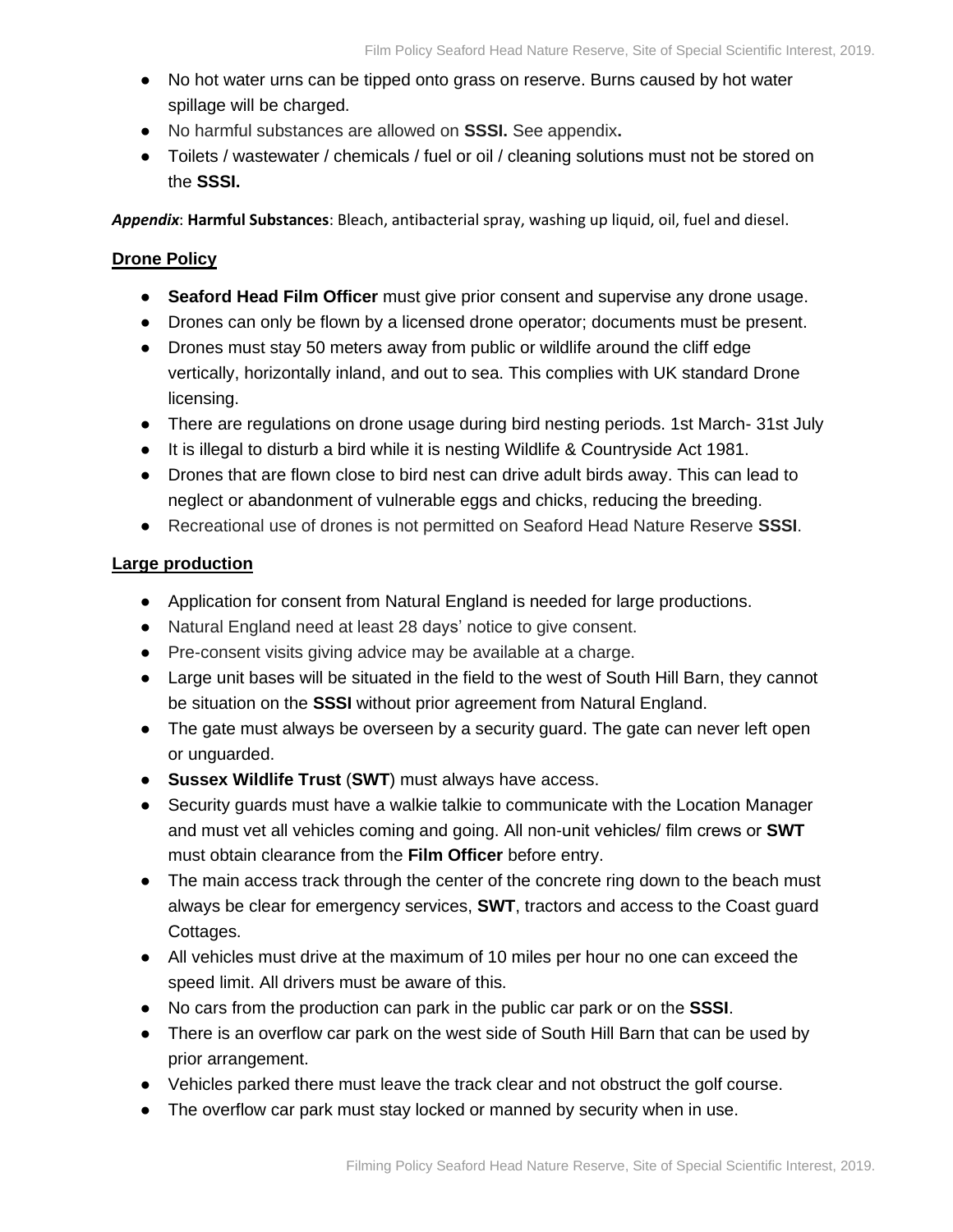- No hot water urns can be tipped onto grass on reserve. Burns caused by hot water spillage will be charged.
- No harmful substances are allowed on **SSSI.** See appendix**.**
- Toilets / wastewater / chemicals / fuel or oil / cleaning solutions must not be stored on the **SSSI.**

***Appendix***: **Harmful Substances**: Bleach, antibacterial spray, washing up liquid, oil, fuel and diesel.

## Drone Policy

- **Seaford Head Film Officer** must give prior consent and supervise any drone usage.
- Drones can only be flown by a licensed drone operator; documents must be present.
- Drones must stay 50 meters away from public or wildlife around the cliff edge vertically, horizontally inland, and out to sea. This complies with UK standard Drone licensing.
- There are regulations on drone usage during bird nesting periods. 1st March- 31st July
- It is illegal to disturb a bird while it is nesting Wildlife & Countryside Act 1981.
- Drones that are flown close to bird nest can drive adult birds away. This can lead to neglect or abandonment of vulnerable eggs and chicks, reducing the breeding.
- Recreational use of drones is not permitted on Seaford Head Nature Reserve **SSSI**.

## Large production

- Application for consent from Natural England is needed for large productions.
- Natural England need at least 28 days' notice to give consent.
- Pre-consent visits giving advice may be available at a charge.
- Large unit bases will be situated in the field to the west of South Hill Barn, they cannot be situation on the **SSSI** without prior agreement from Natural England.
- The gate must always be overseen by a security guard. The gate can never left open or unguarded.
- **Sussex Wildlife Trust** (**SWT**) must always have access.
- Security guards must have a walkie talkie to communicate with the Location Manager and must vet all vehicles coming and going. All non-unit vehicles/ film crews or **SWT** must obtain clearance from the **Film Officer** before entry.
- The main access track through the center of the concrete ring down to the beach must always be clear for emergency services, **SWT**, tractors and access to the Coast guard Cottages.
- All vehicles must drive at the maximum of 10 miles per hour no one can exceed the speed limit. All drivers must be aware of this.
- No cars from the production can park in the public car park or on the **SSSI**.
- There is an overflow car park on the west side of South Hill Barn that can be used by prior arrangement.
- Vehicles parked there must leave the track clear and not obstruct the golf course.
- The overflow car park must stay locked or manned by security when in use.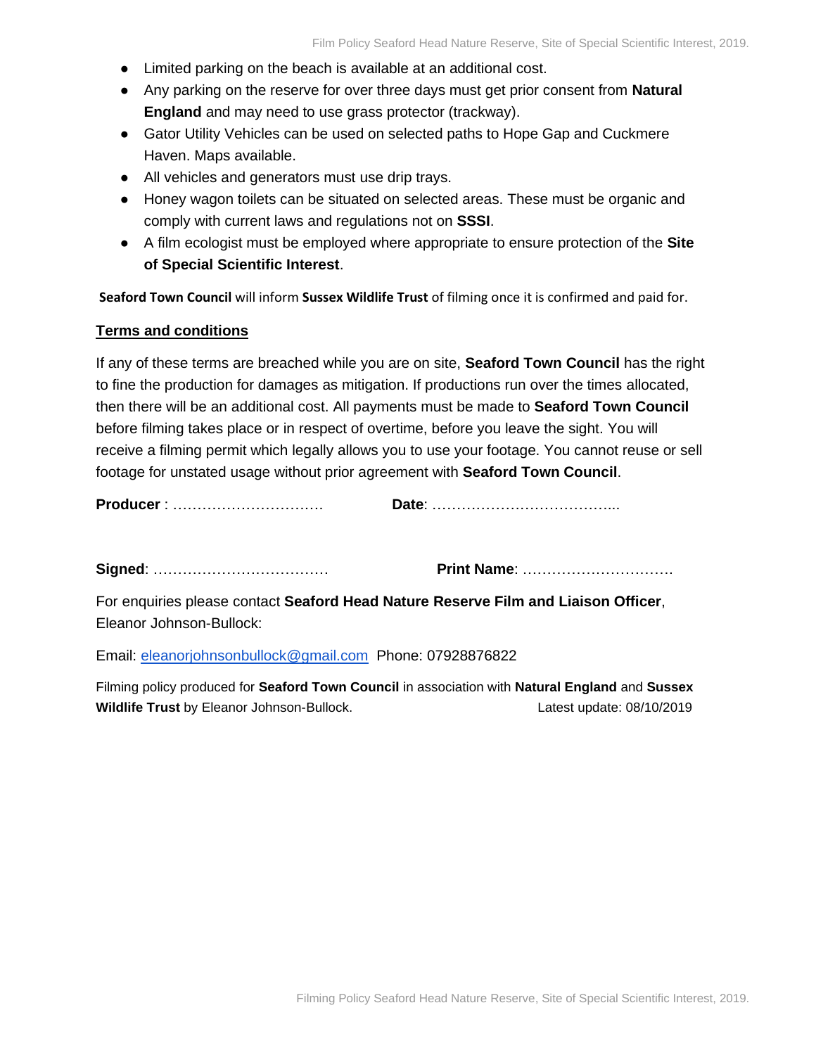- Limited parking on the beach is available at an additional cost.
- Any parking on the reserve for over three days must get prior consent from **Natural England** and may need to use grass protector (trackway).
- Gator Utility Vehicles can be used on selected paths to Hope Gap and Cuckmere Haven. Maps available.
- All vehicles and generators must use drip trays.
- Honey wagon toilets can be situated on selected areas. These must be organic and comply with current laws and regulations not on **SSSI**.
- A film ecologist must be employed where appropriate to ensure protection of the **Site of Special Scientific Interest**.

**Seaford Town Council** will inform **Sussex Wildlife Trust** of filming once it is confirmed and paid for.

## Terms and conditions

If any of these terms are breached while you are on site, **Seaford Town Council** has the right to fine the production for damages as mitigation. If productions run over the times allocated, then there will be an additional cost. All payments must be made to **Seaford Town Council** before filming takes place or in respect of overtime, before you leave the sight. You will receive a filming permit which legally allows you to use your footage. You cannot reuse or sell footage for unstated usage without prior agreement with **Seaford Town Council**.

**Producer** : …………………………. **Date**: ………………………………...

**Signed**: ……………………………… **Print Name**: …………………………

For enquiries please contact **Seaford Head Nature Reserve Film and Liaison Officer**, Eleanor Johnson-Bullock:

Email: eleanorjohnsonbullock@gmail.com Phone: 07928876822

Filming policy produced for **Seaford Town Council** in association with **Natural England** and **Sussex Wildlife Trust** by Eleanor Johnson-Bullock. Latest update: 08/10/2019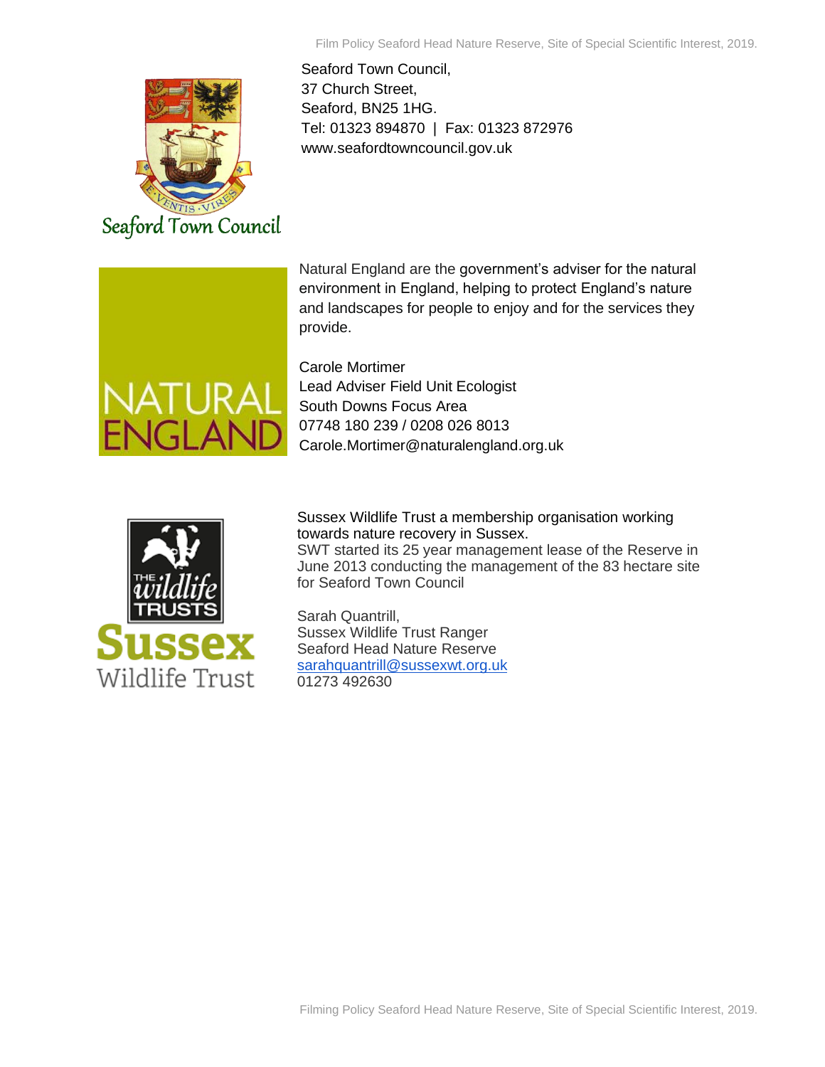Seaford Town Council,
37 Church Street,
Seaford, BN25 1HG.
Tel: 01323 894870 | Fax: 01323 872976
www.seafordtowncouncil.gov.uk

Seaford Town Council

Natural England are the government's adviser for the natural environment in England, helping to protect England's nature and landscapes for people to enjoy and for the services they provide.

Carole Mortimer
Lead Adviser Field Unit Ecologist
South Downs Focus Area
07748 180 239 / 0208 026 8013
Carole.Mortimer@naturalengland.org.uk

Sussex Wildlife Trust a membership organisation working towards nature recovery in Sussex.
SWT started its 25 year management lease of the Reserve in June 2013 conducting the management of the 83 hectare site for Seaford Town Council

Sarah Quantrill,
Sussex Wildlife Trust Ranger
Seaford Head Nature Reserve
sarahquantrill@sussexwt.org.uk
01273 492630